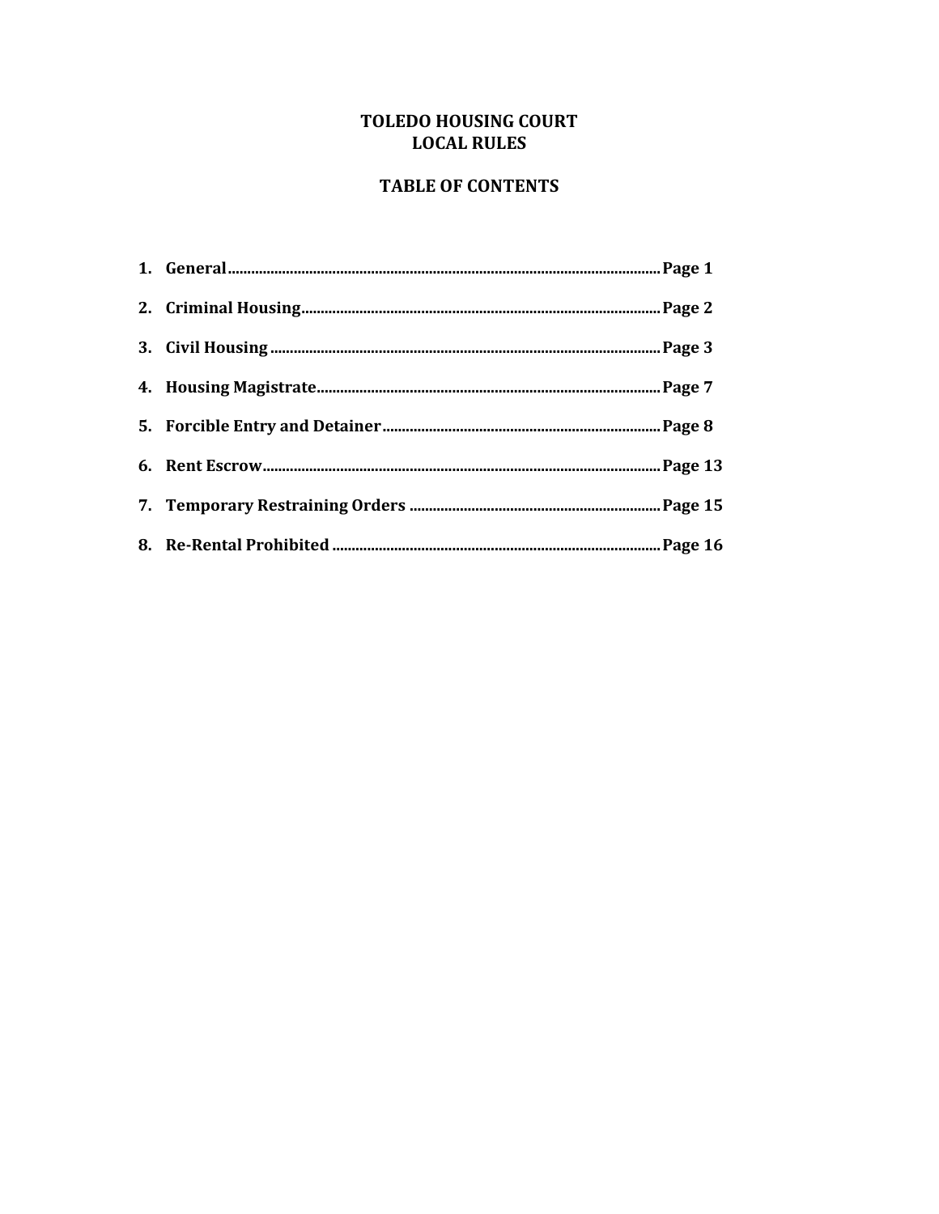# TOLEDO HOUSING COURT
# LOCAL RULES

## TABLE OF CONTENTS

1. **General** ........................................................................ **Page 1**
2. **Criminal Housing** ........................................................... **Page 2**
3. **Civil Housing** ................................................................. **Page 3**
4. **Housing Magistrate** ........................................................ **Page 7**
5. **Forcible Entry and Detainer** ........................................... **Page 8**
6. **Rent Escrow** .................................................................. **Page 13**
7. **Temporary Restraining Orders** ....................................... **Page 15**
8. **Re-Rental Prohibited** ...................................................... **Page 16**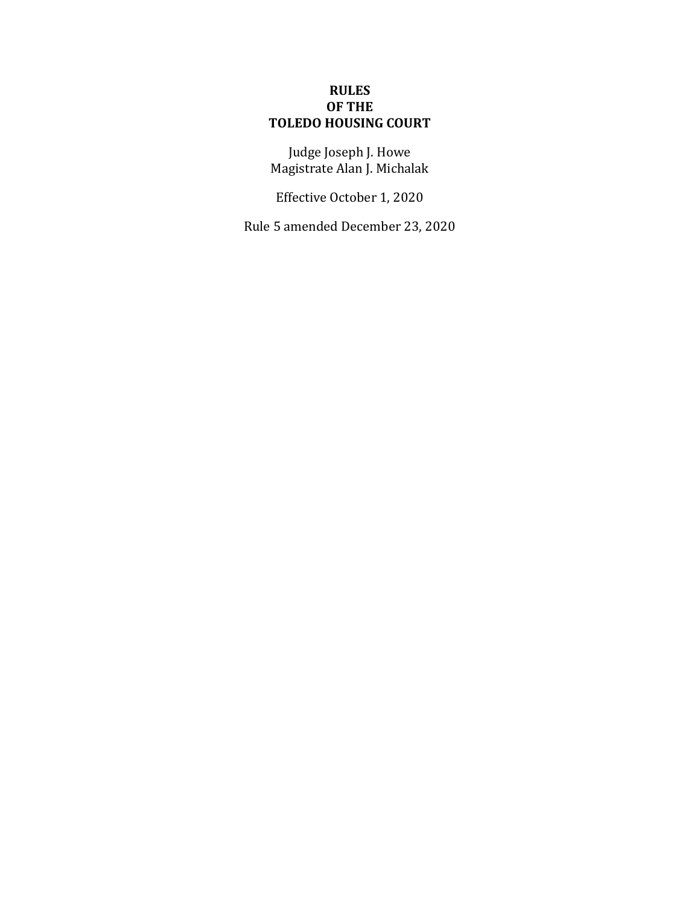# RULES
# OF THE
# TOLEDO HOUSING COURT

Judge Joseph J. Howe
Magistrate Alan J. Michalak

Effective October 1, 2020

Rule 5 amended December 23, 2020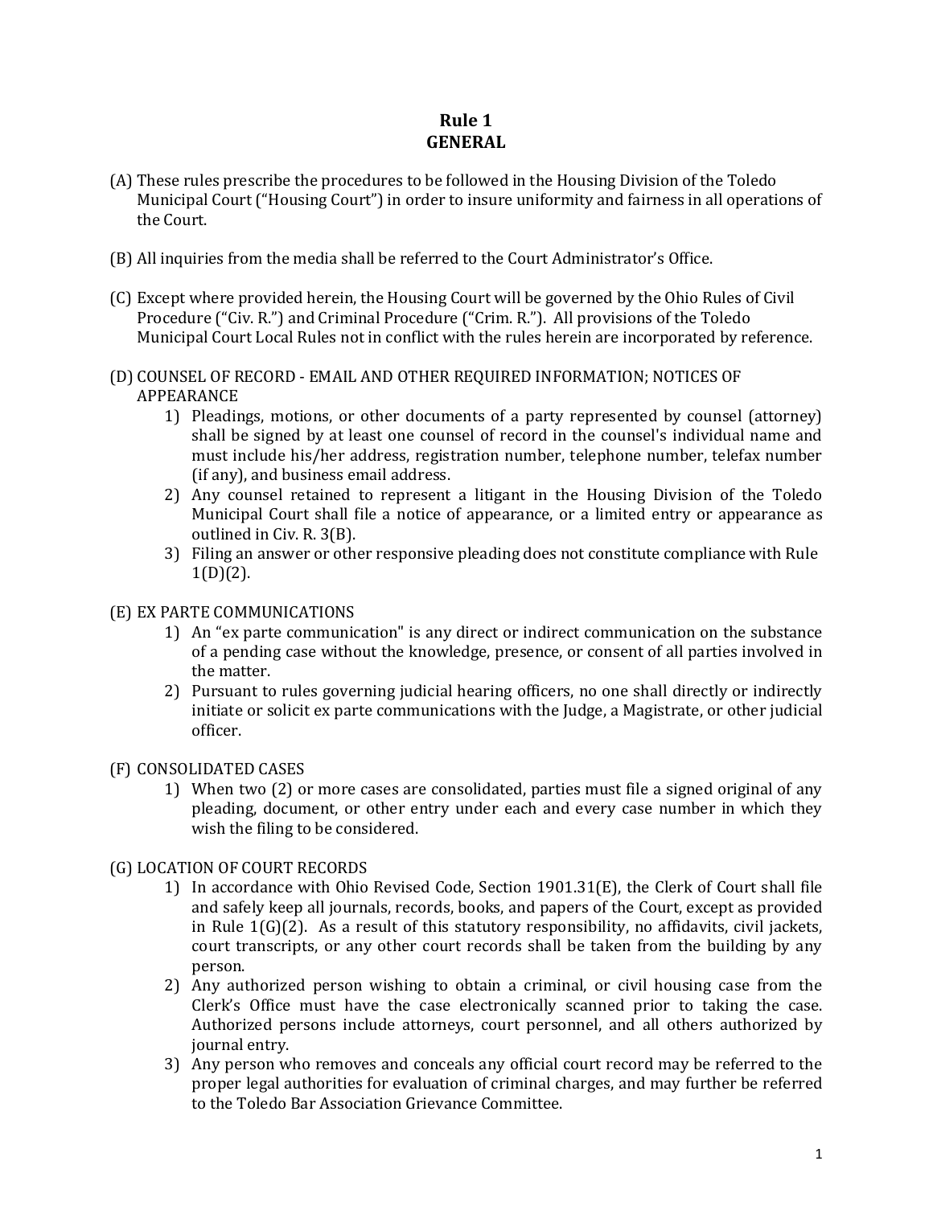# Rule 1
## GENERAL

(A) These rules prescribe the procedures to be followed in the Housing Division of the Toledo Municipal Court ("Housing Court") in order to insure uniformity and fairness in all operations of the Court.

(B) All inquiries from the media shall be referred to the Court Administrator's Office.

(C) Except where provided herein, the Housing Court will be governed by the Ohio Rules of Civil Procedure ("Civ. R.") and Criminal Procedure ("Crim. R."). All provisions of the Toledo Municipal Court Local Rules not in conflict with the rules herein are incorporated by reference.

(D) COUNSEL OF RECORD - EMAIL AND OTHER REQUIRED INFORMATION; NOTICES OF APPEARANCE

1) Pleadings, motions, or other documents of a party represented by counsel (attorney) shall be signed by at least one counsel of record in the counsel's individual name and must include his/her address, registration number, telephone number, telefax number (if any), and business email address.
2) Any counsel retained to represent a litigant in the Housing Division of the Toledo Municipal Court shall file a notice of appearance, or a limited entry or appearance as outlined in Civ. R. 3(B).
3) Filing an answer or other responsive pleading does not constitute compliance with Rule 1(D)(2).

(E) EX PARTE COMMUNICATIONS

1) An "ex parte communication" is any direct or indirect communication on the substance of a pending case without the knowledge, presence, or consent of all parties involved in the matter.
2) Pursuant to rules governing judicial hearing officers, no one shall directly or indirectly initiate or solicit ex parte communications with the Judge, a Magistrate, or other judicial officer.

(F) CONSOLIDATED CASES

1) When two (2) or more cases are consolidated, parties must file a signed original of any pleading, document, or other entry under each and every case number in which they wish the filing to be considered.

(G) LOCATION OF COURT RECORDS

1) In accordance with Ohio Revised Code, Section 1901.31(E), the Clerk of Court shall file and safely keep all journals, records, books, and papers of the Court, except as provided in Rule 1(G)(2). As a result of this statutory responsibility, no affidavits, civil jackets, court transcripts, or any other court records shall be taken from the building by any person.
2) Any authorized person wishing to obtain a criminal, or civil housing case from the Clerk's Office must have the case electronically scanned prior to taking the case. Authorized persons include attorneys, court personnel, and all others authorized by journal entry.
3) Any person who removes and conceals any official court record may be referred to the proper legal authorities for evaluation of criminal charges, and may further be referred to the Toledo Bar Association Grievance Committee.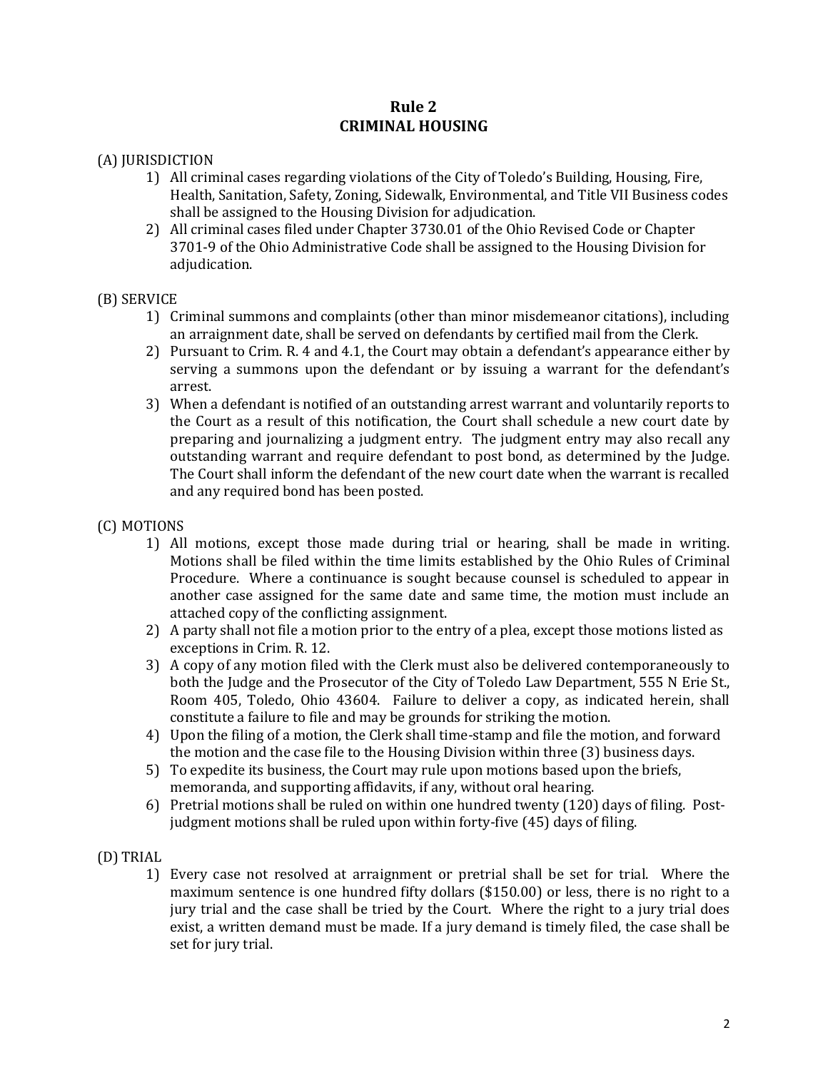# Rule 2
# CRIMINAL HOUSING

(A) JURISDICTION

1) All criminal cases regarding violations of the City of Toledo's Building, Housing, Fire, Health, Sanitation, Safety, Zoning, Sidewalk, Environmental, and Title VII Business codes shall be assigned to the Housing Division for adjudication.
2) All criminal cases filed under Chapter 3730.01 of the Ohio Revised Code or Chapter 3701-9 of the Ohio Administrative Code shall be assigned to the Housing Division for adjudication.

(B) SERVICE

1) Criminal summons and complaints (other than minor misdemeanor citations), including an arraignment date, shall be served on defendants by certified mail from the Clerk.
2) Pursuant to Crim. R. 4 and 4.1, the Court may obtain a defendant's appearance either by serving a summons upon the defendant or by issuing a warrant for the defendant's arrest.
3) When a defendant is notified of an outstanding arrest warrant and voluntarily reports to the Court as a result of this notification, the Court shall schedule a new court date by preparing and journalizing a judgment entry. The judgment entry may also recall any outstanding warrant and require defendant to post bond, as determined by the Judge. The Court shall inform the defendant of the new court date when the warrant is recalled and any required bond has been posted.

(C) MOTIONS

1) All motions, except those made during trial or hearing, shall be made in writing. Motions shall be filed within the time limits established by the Ohio Rules of Criminal Procedure. Where a continuance is sought because counsel is scheduled to appear in another case assigned for the same date and same time, the motion must include an attached copy of the conflicting assignment.
2) A party shall not file a motion prior to the entry of a plea, except those motions listed as exceptions in Crim. R. 12.
3) A copy of any motion filed with the Clerk must also be delivered contemporaneously to both the Judge and the Prosecutor of the City of Toledo Law Department, 555 N Erie St., Room 405, Toledo, Ohio 43604. Failure to deliver a copy, as indicated herein, shall constitute a failure to file and may be grounds for striking the motion.
4) Upon the filing of a motion, the Clerk shall time-stamp and file the motion, and forward the motion and the case file to the Housing Division within three (3) business days.
5) To expedite its business, the Court may rule upon motions based upon the briefs, memoranda, and supporting affidavits, if any, without oral hearing.
6) Pretrial motions shall be ruled on within one hundred twenty (120) days of filing. Post-judgment motions shall be ruled upon within forty-five (45) days of filing.

(D) TRIAL

1) Every case not resolved at arraignment or pretrial shall be set for trial. Where the maximum sentence is one hundred fifty dollars ($150.00) or less, there is no right to a jury trial and the case shall be tried by the Court. Where the right to a jury trial does exist, a written demand must be made. If a jury demand is timely filed, the case shall be set for jury trial.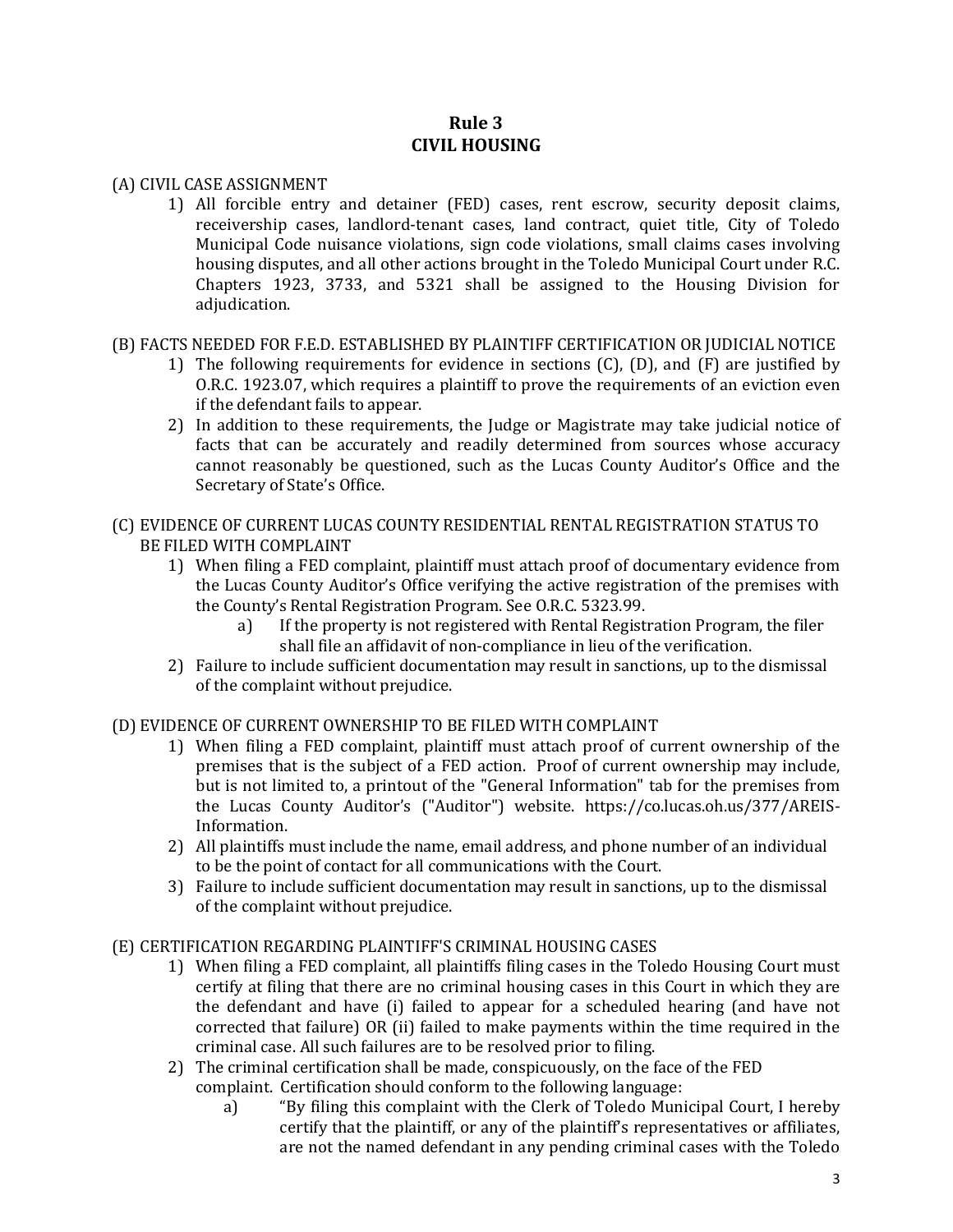# Rule 3
# CIVIL HOUSING

(A) CIVIL CASE ASSIGNMENT

1) All forcible entry and detainer (FED) cases, rent escrow, security deposit claims, receivership cases, landlord-tenant cases, land contract, quiet title, City of Toledo Municipal Code nuisance violations, sign code violations, small claims cases involving housing disputes, and all other actions brought in the Toledo Municipal Court under R.C. Chapters 1923, 3733, and 5321 shall be assigned to the Housing Division for adjudication.

(B) FACTS NEEDED FOR F.E.D. ESTABLISHED BY PLAINTIFF CERTIFICATION OR JUDICIAL NOTICE

1) The following requirements for evidence in sections (C), (D), and (F) are justified by O.R.C. 1923.07, which requires a plaintiff to prove the requirements of an eviction even if the defendant fails to appear.
2) In addition to these requirements, the Judge or Magistrate may take judicial notice of facts that can be accurately and readily determined from sources whose accuracy cannot reasonably be questioned, such as the Lucas County Auditor's Office and the Secretary of State's Office.

(C) EVIDENCE OF CURRENT LUCAS COUNTY RESIDENTIAL RENTAL REGISTRATION STATUS TO BE FILED WITH COMPLAINT

1) When filing a FED complaint, plaintiff must attach proof of documentary evidence from the Lucas County Auditor's Office verifying the active registration of the premises with the County's Rental Registration Program. See O.R.C. 5323.99.
   a) If the property is not registered with Rental Registration Program, the filer shall file an affidavit of non-compliance in lieu of the verification.
2) Failure to include sufficient documentation may result in sanctions, up to the dismissal of the complaint without prejudice.

(D) EVIDENCE OF CURRENT OWNERSHIP TO BE FILED WITH COMPLAINT

1) When filing a FED complaint, plaintiff must attach proof of current ownership of the premises that is the subject of a FED action. Proof of current ownership may include, but is not limited to, a printout of the "General Information" tab for the premises from the Lucas County Auditor's ("Auditor") website. https://co.lucas.oh.us/377/AREIS-Information.
2) All plaintiffs must include the name, email address, and phone number of an individual to be the point of contact for all communications with the Court.
3) Failure to include sufficient documentation may result in sanctions, up to the dismissal of the complaint without prejudice.

(E) CERTIFICATION REGARDING PLAINTIFF'S CRIMINAL HOUSING CASES

1) When filing a FED complaint, all plaintiffs filing cases in the Toledo Housing Court must certify at filing that there are no criminal housing cases in this Court in which they are the defendant and have (i) failed to appear for a scheduled hearing (and have not corrected that failure) OR (ii) failed to make payments within the time required in the criminal case. All such failures are to be resolved prior to filing.
2) The criminal certification shall be made, conspicuously, on the face of the FED complaint. Certification should conform to the following language:
   a) "By filing this complaint with the Clerk of Toledo Municipal Court, I hereby certify that the plaintiff, or any of the plaintiff's representatives or affiliates, are not the named defendant in any pending criminal cases with the Toledo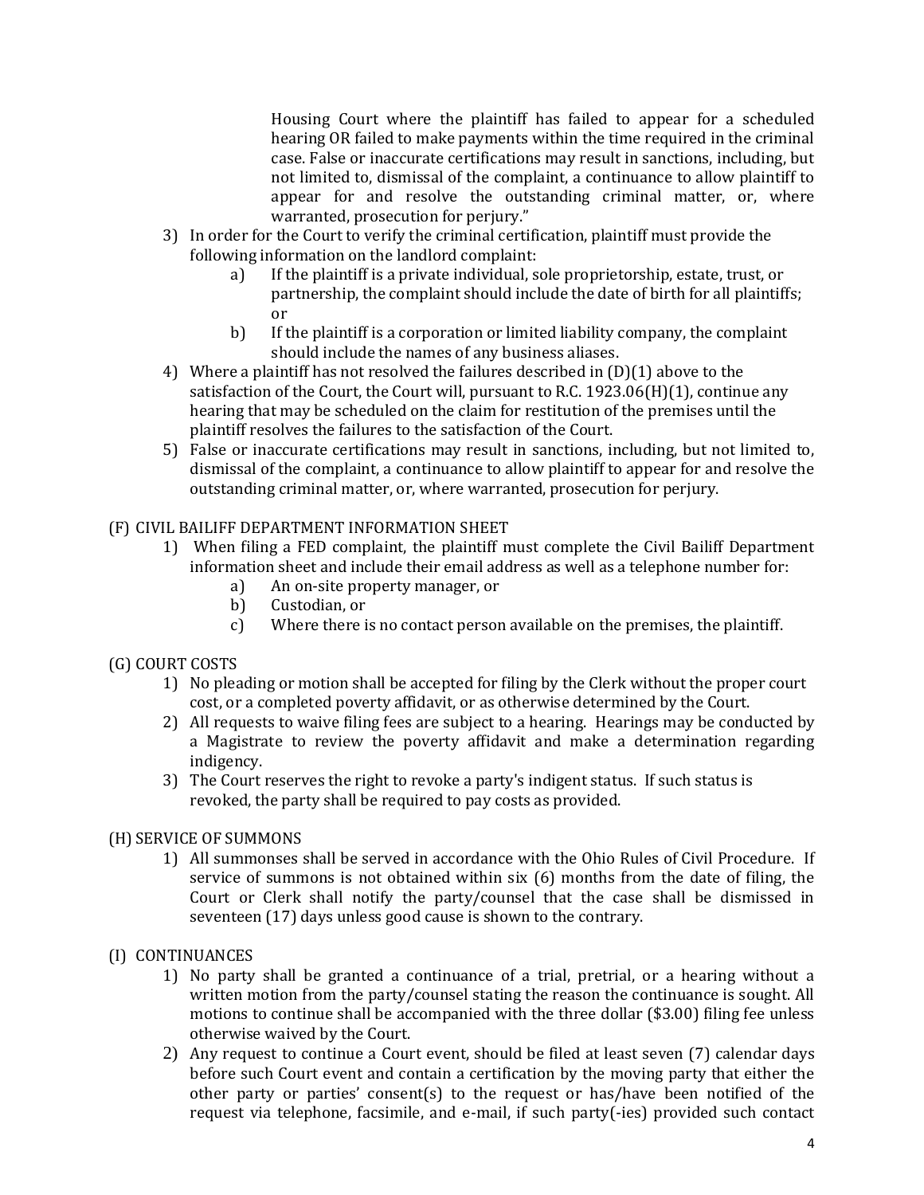Housing Court where the plaintiff has failed to appear for a scheduled hearing OR failed to make payments within the time required in the criminal case. False or inaccurate certifications may result in sanctions, including, but not limited to, dismissal of the complaint, a continuance to allow plaintiff to appear for and resolve the outstanding criminal matter, or, where warranted, prosecution for perjury."

3) In order for the Court to verify the criminal certification, plaintiff must provide the following information on the landlord complaint:
   a) If the plaintiff is a private individual, sole proprietorship, estate, trust, or partnership, the complaint should include the date of birth for all plaintiffs; or
   b) If the plaintiff is a corporation or limited liability company, the complaint should include the names of any business aliases.
4) Where a plaintiff has not resolved the failures described in (D)(1) above to the satisfaction of the Court, the Court will, pursuant to R.C. 1923.06(H)(1), continue any hearing that may be scheduled on the claim for restitution of the premises until the plaintiff resolves the failures to the satisfaction of the Court.
5) False or inaccurate certifications may result in sanctions, including, but not limited to, dismissal of the complaint, a continuance to allow plaintiff to appear for and resolve the outstanding criminal matter, or, where warranted, prosecution for perjury.

(F) CIVIL BAILIFF DEPARTMENT INFORMATION SHEET

1) When filing a FED complaint, the plaintiff must complete the Civil Bailiff Department information sheet and include their email address as well as a telephone number for:
   a) An on-site property manager, or
   b) Custodian, or
   c) Where there is no contact person available on the premises, the plaintiff.

(G) COURT COSTS

1) No pleading or motion shall be accepted for filing by the Clerk without the proper court cost, or a completed poverty affidavit, or as otherwise determined by the Court.
2) All requests to waive filing fees are subject to a hearing. Hearings may be conducted by a Magistrate to review the poverty affidavit and make a determination regarding indigency.
3) The Court reserves the right to revoke a party's indigent status. If such status is revoked, the party shall be required to pay costs as provided.

(H) SERVICE OF SUMMONS

1) All summonses shall be served in accordance with the Ohio Rules of Civil Procedure. If service of summons is not obtained within six (6) months from the date of filing, the Court or Clerk shall notify the party/counsel that the case shall be dismissed in seventeen (17) days unless good cause is shown to the contrary.

(I) CONTINUANCES

1) No party shall be granted a continuance of a trial, pretrial, or a hearing without a written motion from the party/counsel stating the reason the continuance is sought. All motions to continue shall be accompanied with the three dollar ($3.00) filing fee unless otherwise waived by the Court.
2) Any request to continue a Court event, should be filed at least seven (7) calendar days before such Court event and contain a certification by the moving party that either the other party or parties' consent(s) to the request or has/have been notified of the request via telephone, facsimile, and e-mail, if such party(-ies) provided such contact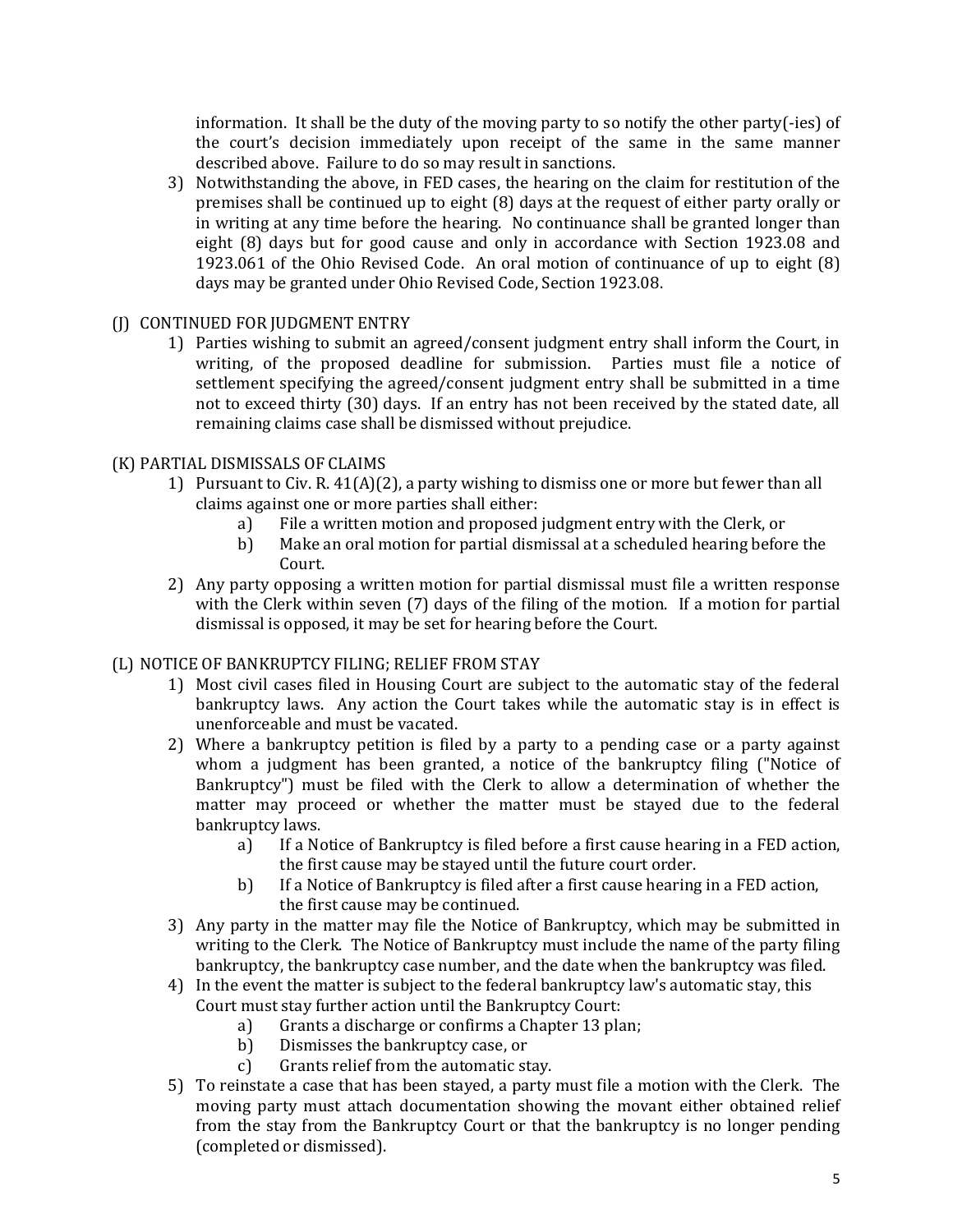information. It shall be the duty of the moving party to so notify the other party(-ies) of the court's decision immediately upon receipt of the same in the same manner described above. Failure to do so may result in sanctions.

3) Notwithstanding the above, in FED cases, the hearing on the claim for restitution of the premises shall be continued up to eight (8) days at the request of either party orally or in writing at any time before the hearing. No continuance shall be granted longer than eight (8) days but for good cause and only in accordance with Section 1923.08 and 1923.061 of the Ohio Revised Code. An oral motion of continuance of up to eight (8) days may be granted under Ohio Revised Code, Section 1923.08.

(J) CONTINUED FOR JUDGMENT ENTRY

1) Parties wishing to submit an agreed/consent judgment entry shall inform the Court, in writing, of the proposed deadline for submission. Parties must file a notice of settlement specifying the agreed/consent judgment entry shall be submitted in a time not to exceed thirty (30) days. If an entry has not been received by the stated date, all remaining claims case shall be dismissed without prejudice.

(K) PARTIAL DISMISSALS OF CLAIMS

1) Pursuant to Civ. R. 41(A)(2), a party wishing to dismiss one or more but fewer than all claims against one or more parties shall either:
    a) File a written motion and proposed judgment entry with the Clerk, or
    b) Make an oral motion for partial dismissal at a scheduled hearing before the Court.
2) Any party opposing a written motion for partial dismissal must file a written response with the Clerk within seven (7) days of the filing of the motion. If a motion for partial dismissal is opposed, it may be set for hearing before the Court.

(L) NOTICE OF BANKRUPTCY FILING; RELIEF FROM STAY

1) Most civil cases filed in Housing Court are subject to the automatic stay of the federal bankruptcy laws. Any action the Court takes while the automatic stay is in effect is unenforceable and must be vacated.
2) Where a bankruptcy petition is filed by a party to a pending case or a party against whom a judgment has been granted, a notice of the bankruptcy filing ("Notice of Bankruptcy") must be filed with the Clerk to allow a determination of whether the matter may proceed or whether the matter must be stayed due to the federal bankruptcy laws.
    a) If a Notice of Bankruptcy is filed before a first cause hearing in a FED action, the first cause may be stayed until the future court order.
    b) If a Notice of Bankruptcy is filed after a first cause hearing in a FED action, the first cause may be continued.
3) Any party in the matter may file the Notice of Bankruptcy, which may be submitted in writing to the Clerk. The Notice of Bankruptcy must include the name of the party filing bankruptcy, the bankruptcy case number, and the date when the bankruptcy was filed.
4) In the event the matter is subject to the federal bankruptcy law's automatic stay, this Court must stay further action until the Bankruptcy Court:
    a) Grants a discharge or confirms a Chapter 13 plan;
    b) Dismisses the bankruptcy case, or
    c) Grants relief from the automatic stay.
5) To reinstate a case that has been stayed, a party must file a motion with the Clerk. The moving party must attach documentation showing the movant either obtained relief from the stay from the Bankruptcy Court or that the bankruptcy is no longer pending (completed or dismissed).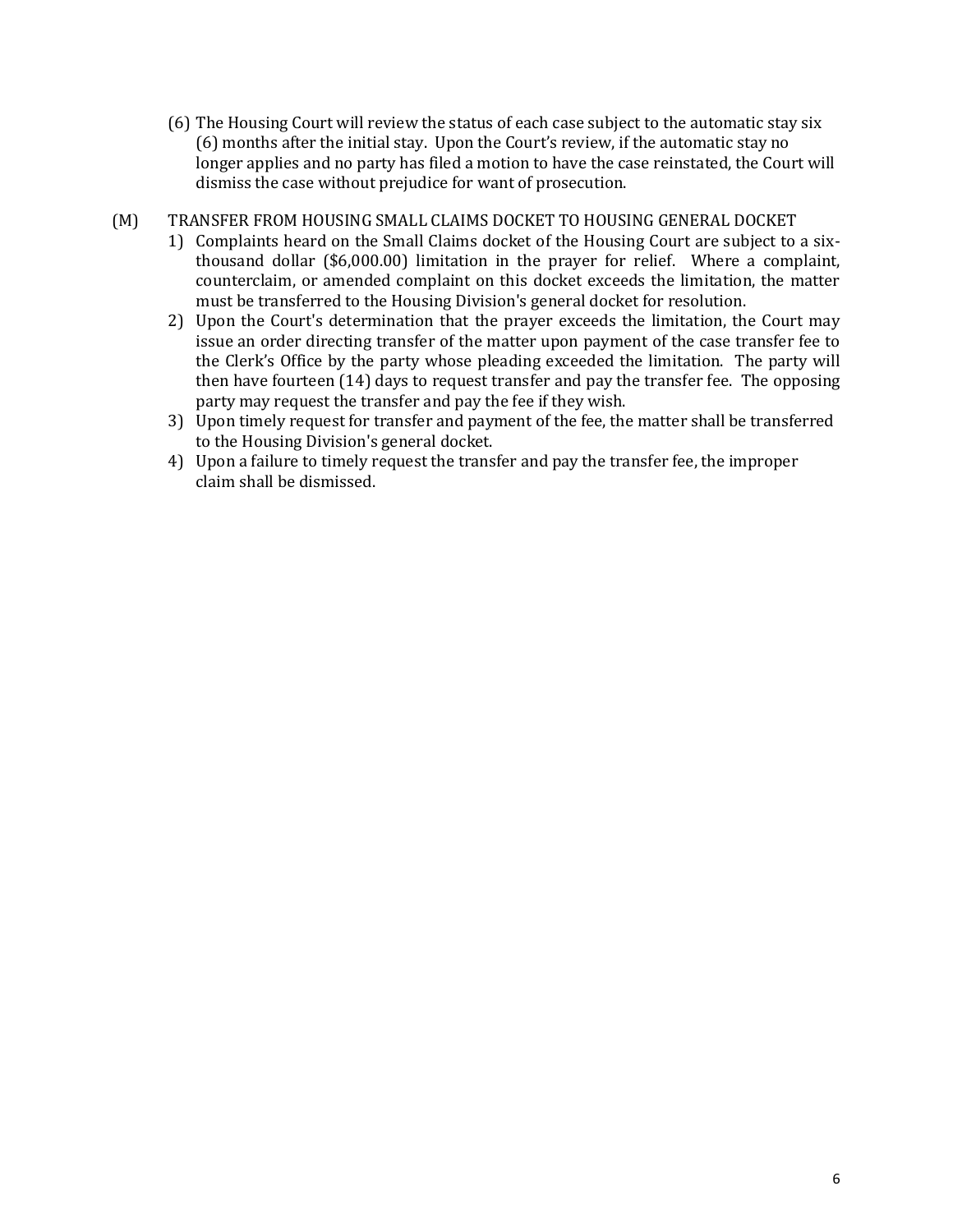(6) The Housing Court will review the status of each case subject to the automatic stay six (6) months after the initial stay. Upon the Court's review, if the automatic stay no longer applies and no party has filed a motion to have the case reinstated, the Court will dismiss the case without prejudice for want of prosecution.

(M) TRANSFER FROM HOUSING SMALL CLAIMS DOCKET TO HOUSING GENERAL DOCKET

1) Complaints heard on the Small Claims docket of the Housing Court are subject to a six-thousand dollar ($6,000.00) limitation in the prayer for relief. Where a complaint, counterclaim, or amended complaint on this docket exceeds the limitation, the matter must be transferred to the Housing Division's general docket for resolution.
2) Upon the Court's determination that the prayer exceeds the limitation, the Court may issue an order directing transfer of the matter upon payment of the case transfer fee to the Clerk's Office by the party whose pleading exceeded the limitation. The party will then have fourteen (14) days to request transfer and pay the transfer fee. The opposing party may request the transfer and pay the fee if they wish.
3) Upon timely request for transfer and payment of the fee, the matter shall be transferred to the Housing Division's general docket.
4) Upon a failure to timely request the transfer and pay the transfer fee, the improper claim shall be dismissed.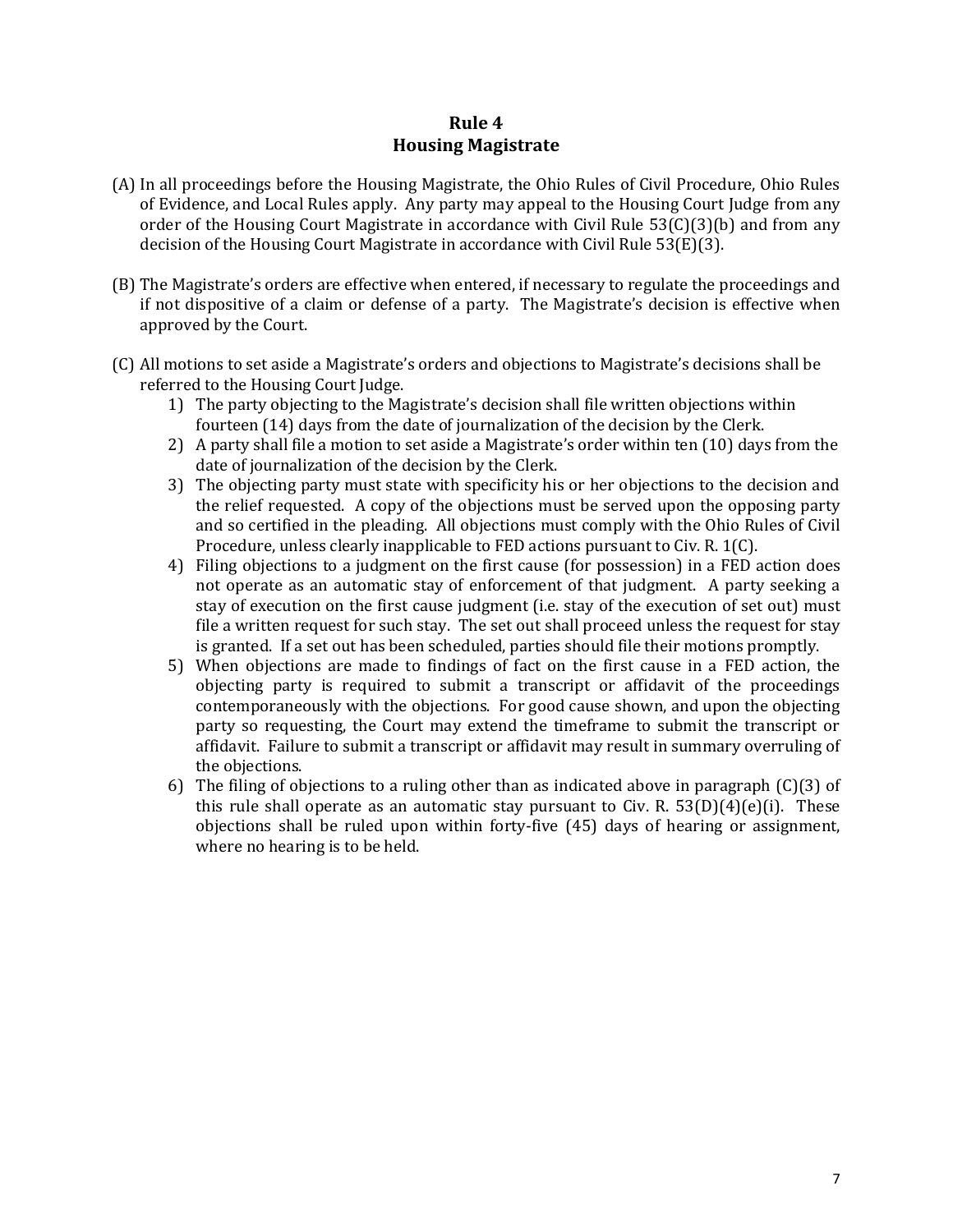## Rule 4
## Housing Magistrate

(A) In all proceedings before the Housing Magistrate, the Ohio Rules of Civil Procedure, Ohio Rules of Evidence, and Local Rules apply. Any party may appeal to the Housing Court Judge from any order of the Housing Court Magistrate in accordance with Civil Rule 53(C)(3)(b) and from any decision of the Housing Court Magistrate in accordance with Civil Rule 53(E)(3).

(B) The Magistrate's orders are effective when entered, if necessary to regulate the proceedings and if not dispositive of a claim or defense of a party. The Magistrate's decision is effective when approved by the Court.

(C) All motions to set aside a Magistrate's orders and objections to Magistrate's decisions shall be referred to the Housing Court Judge.

1) The party objecting to the Magistrate's decision shall file written objections within fourteen (14) days from the date of journalization of the decision by the Clerk.
2) A party shall file a motion to set aside a Magistrate's order within ten (10) days from the date of journalization of the decision by the Clerk.
3) The objecting party must state with specificity his or her objections to the decision and the relief requested. A copy of the objections must be served upon the opposing party and so certified in the pleading. All objections must comply with the Ohio Rules of Civil Procedure, unless clearly inapplicable to FED actions pursuant to Civ. R. 1(C).
4) Filing objections to a judgment on the first cause (for possession) in a FED action does not operate as an automatic stay of enforcement of that judgment. A party seeking a stay of execution on the first cause judgment (i.e. stay of the execution of set out) must file a written request for such stay. The set out shall proceed unless the request for stay is granted. If a set out has been scheduled, parties should file their motions promptly.
5) When objections are made to findings of fact on the first cause in a FED action, the objecting party is required to submit a transcript or affidavit of the proceedings contemporaneously with the objections. For good cause shown, and upon the objecting party so requesting, the Court may extend the timeframe to submit the transcript or affidavit. Failure to submit a transcript or affidavit may result in summary overruling of the objections.
6) The filing of objections to a ruling other than as indicated above in paragraph (C)(3) of this rule shall operate as an automatic stay pursuant to Civ. R. 53(D)(4)(e)(i). These objections shall be ruled upon within forty-five (45) days of hearing or assignment, where no hearing is to be held.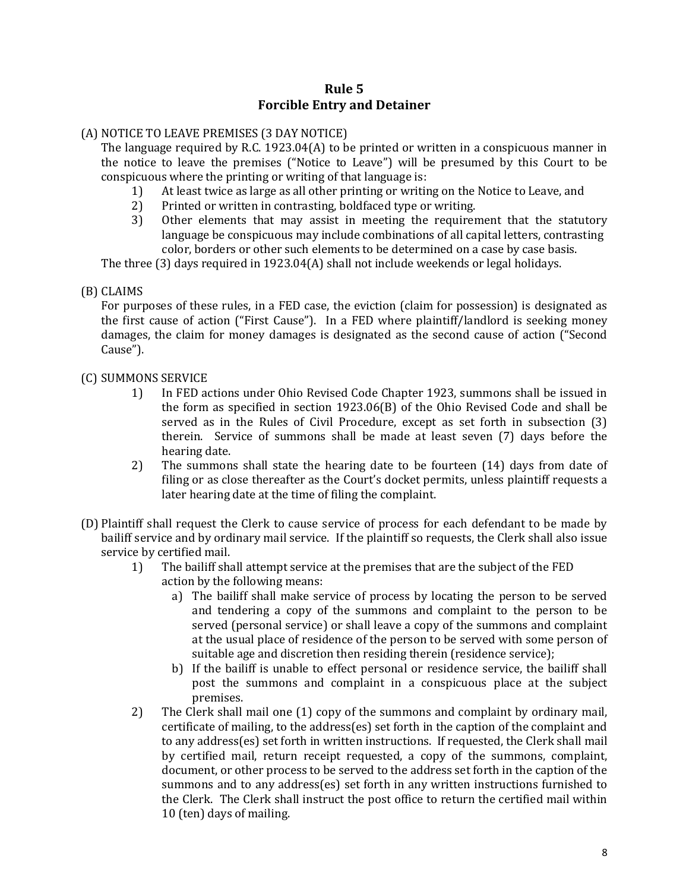## Rule 5
## Forcible Entry and Detainer

(A) NOTICE TO LEAVE PREMISES (3 DAY NOTICE)

The language required by R.C. 1923.04(A) to be printed or written in a conspicuous manner in the notice to leave the premises ("Notice to Leave") will be presumed by this Court to be conspicuous where the printing or writing of that language is:

1) At least twice as large as all other printing or writing on the Notice to Leave, and
2) Printed or written in contrasting, boldfaced type or writing.
3) Other elements that may assist in meeting the requirement that the statutory language be conspicuous may include combinations of all capital letters, contrasting color, borders or other such elements to be determined on a case by case basis.

The three (3) days required in 1923.04(A) shall not include weekends or legal holidays.

(B) CLAIMS

For purposes of these rules, in a FED case, the eviction (claim for possession) is designated as the first cause of action ("First Cause"). In a FED where plaintiff/landlord is seeking money damages, the claim for money damages is designated as the second cause of action ("Second Cause").

(C) SUMMONS SERVICE

1) In FED actions under Ohio Revised Code Chapter 1923, summons shall be issued in the form as specified in section 1923.06(B) of the Ohio Revised Code and shall be served as in the Rules of Civil Procedure, except as set forth in subsection (3) therein. Service of summons shall be made at least seven (7) days before the hearing date.
2) The summons shall state the hearing date to be fourteen (14) days from date of filing or as close thereafter as the Court's docket permits, unless plaintiff requests a later hearing date at the time of filing the complaint.

(D) Plaintiff shall request the Clerk to cause service of process for each defendant to be made by bailiff service and by ordinary mail service. If the plaintiff so requests, the Clerk shall also issue service by certified mail.

1) The bailiff shall attempt service at the premises that are the subject of the FED action by the following means:
   a) The bailiff shall make service of process by locating the person to be served and tendering a copy of the summons and complaint to the person to be served (personal service) or shall leave a copy of the summons and complaint at the usual place of residence of the person to be served with some person of suitable age and discretion then residing therein (residence service);
   b) If the bailiff is unable to effect personal or residence service, the bailiff shall post the summons and complaint in a conspicuous place at the subject premises.
2) The Clerk shall mail one (1) copy of the summons and complaint by ordinary mail, certificate of mailing, to the address(es) set forth in the caption of the complaint and to any address(es) set forth in written instructions. If requested, the Clerk shall mail by certified mail, return receipt requested, a copy of the summons, complaint, document, or other process to be served to the address set forth in the caption of the summons and to any address(es) set forth in any written instructions furnished to the Clerk. The Clerk shall instruct the post office to return the certified mail within 10 (ten) days of mailing.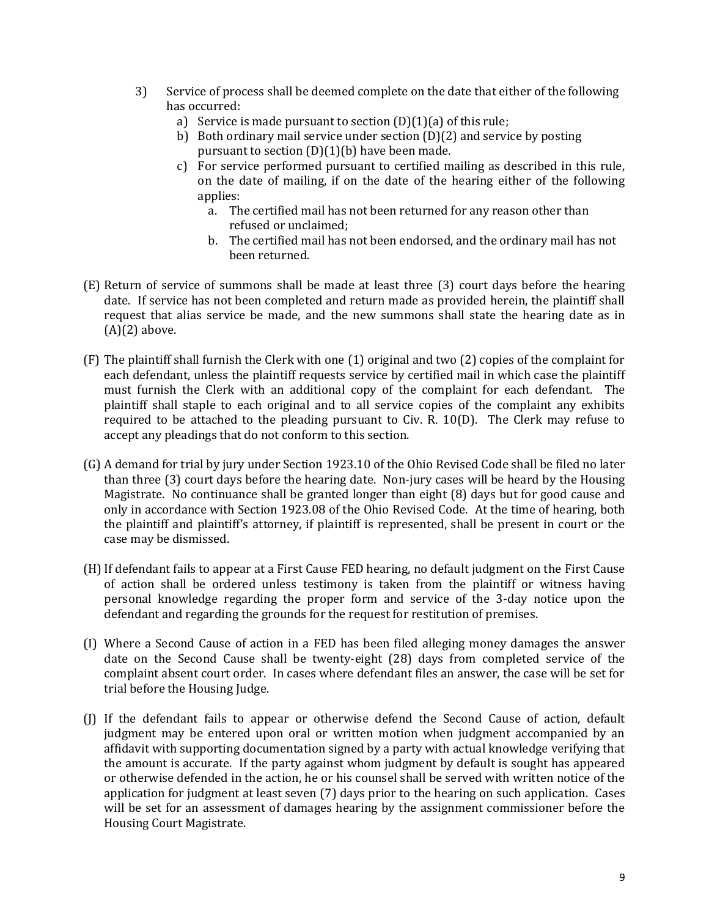3) Service of process shall be deemed complete on the date that either of the following has occurred:
   a) Service is made pursuant to section (D)(1)(a) of this rule;
   b) Both ordinary mail service under section (D)(2) and service by posting pursuant to section (D)(1)(b) have been made.
   c) For service performed pursuant to certified mailing as described in this rule, on the date of mailing, if on the date of the hearing either of the following applies:
      a. The certified mail has not been returned for any reason other than refused or unclaimed;
      b. The certified mail has not been endorsed, and the ordinary mail has not been returned.

(E) Return of service of summons shall be made at least three (3) court days before the hearing date. If service has not been completed and return made as provided herein, the plaintiff shall request that alias service be made, and the new summons shall state the hearing date as in (A)(2) above.

(F) The plaintiff shall furnish the Clerk with one (1) original and two (2) copies of the complaint for each defendant, unless the plaintiff requests service by certified mail in which case the plaintiff must furnish the Clerk with an additional copy of the complaint for each defendant. The plaintiff shall staple to each original and to all service copies of the complaint any exhibits required to be attached to the pleading pursuant to Civ. R. 10(D). The Clerk may refuse to accept any pleadings that do not conform to this section.

(G) A demand for trial by jury under Section 1923.10 of the Ohio Revised Code shall be filed no later than three (3) court days before the hearing date. Non-jury cases will be heard by the Housing Magistrate. No continuance shall be granted longer than eight (8) days but for good cause and only in accordance with Section 1923.08 of the Ohio Revised Code. At the time of hearing, both the plaintiff and plaintiff's attorney, if plaintiff is represented, shall be present in court or the case may be dismissed.

(H) If defendant fails to appear at a First Cause FED hearing, no default judgment on the First Cause of action shall be ordered unless testimony is taken from the plaintiff or witness having personal knowledge regarding the proper form and service of the 3-day notice upon the defendant and regarding the grounds for the request for restitution of premises.

(I) Where a Second Cause of action in a FED has been filed alleging money damages the answer date on the Second Cause shall be twenty-eight (28) days from completed service of the complaint absent court order. In cases where defendant files an answer, the case will be set for trial before the Housing Judge.

(J) If the defendant fails to appear or otherwise defend the Second Cause of action, default judgment may be entered upon oral or written motion when judgment accompanied by an affidavit with supporting documentation signed by a party with actual knowledge verifying that the amount is accurate. If the party against whom judgment by default is sought has appeared or otherwise defended in the action, he or his counsel shall be served with written notice of the application for judgment at least seven (7) days prior to the hearing on such application. Cases will be set for an assessment of damages hearing by the assignment commissioner before the Housing Court Magistrate.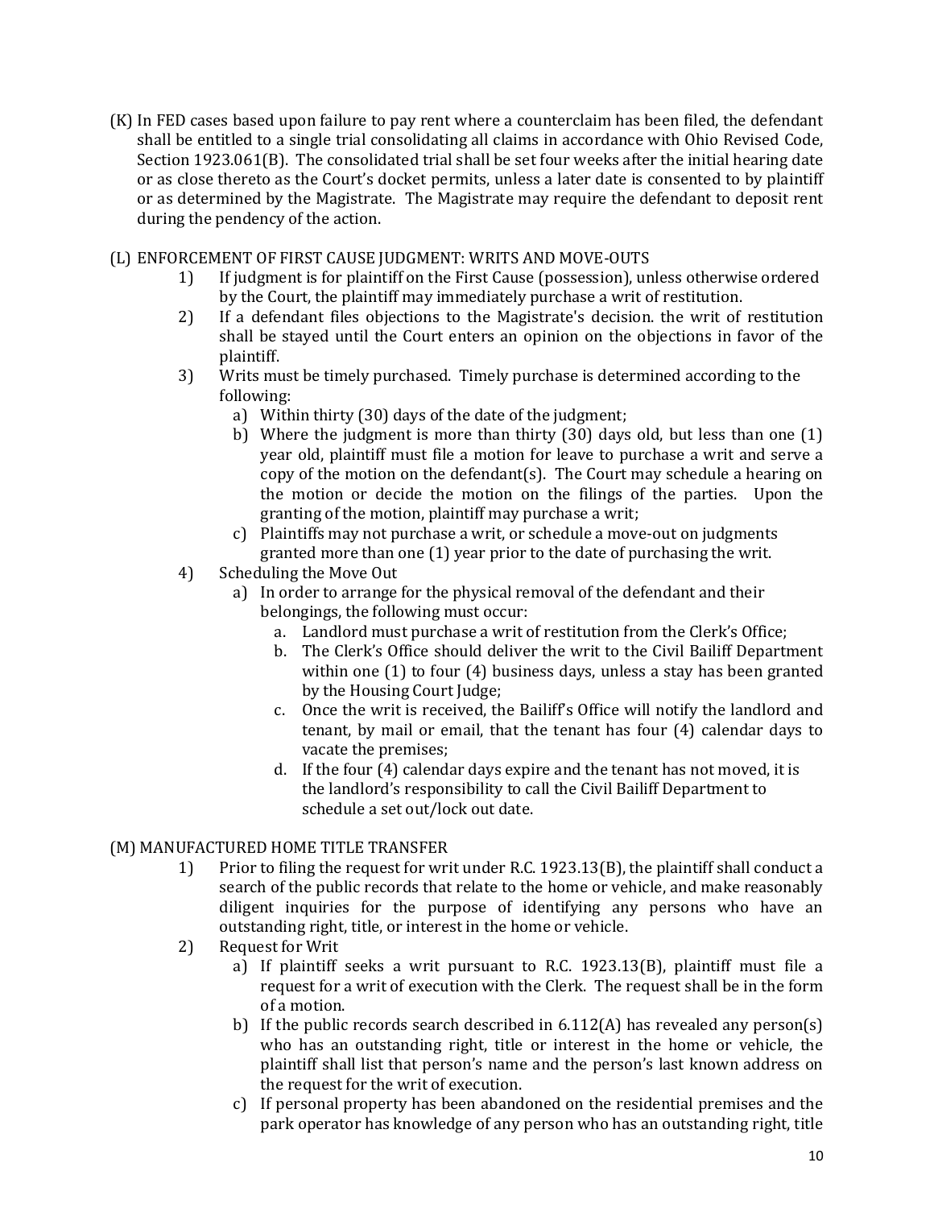(K) In FED cases based upon failure to pay rent where a counterclaim has been filed, the defendant shall be entitled to a single trial consolidating all claims in accordance with Ohio Revised Code, Section 1923.061(B). The consolidated trial shall be set four weeks after the initial hearing date or as close thereto as the Court's docket permits, unless a later date is consented to by plaintiff or as determined by the Magistrate. The Magistrate may require the defendant to deposit rent during the pendency of the action.

(L) ENFORCEMENT OF FIRST CAUSE JUDGMENT: WRITS AND MOVE-OUTS

1) If judgment is for plaintiff on the First Cause (possession), unless otherwise ordered by the Court, the plaintiff may immediately purchase a writ of restitution.
2) If a defendant files objections to the Magistrate's decision. the writ of restitution shall be stayed until the Court enters an opinion on the objections in favor of the plaintiff.
3) Writs must be timely purchased. Timely purchase is determined according to the following:
   a) Within thirty (30) days of the date of the judgment;
   b) Where the judgment is more than thirty (30) days old, but less than one (1) year old, plaintiff must file a motion for leave to purchase a writ and serve a copy of the motion on the defendant(s). The Court may schedule a hearing on the motion or decide the motion on the filings of the parties. Upon the granting of the motion, plaintiff may purchase a writ;
   c) Plaintiffs may not purchase a writ, or schedule a move-out on judgments granted more than one (1) year prior to the date of purchasing the writ.
4) Scheduling the Move Out
   a) In order to arrange for the physical removal of the defendant and their belongings, the following must occur:
      a. Landlord must purchase a writ of restitution from the Clerk's Office;
      b. The Clerk's Office should deliver the writ to the Civil Bailiff Department within one (1) to four (4) business days, unless a stay has been granted by the Housing Court Judge;
      c. Once the writ is received, the Bailiff's Office will notify the landlord and tenant, by mail or email, that the tenant has four (4) calendar days to vacate the premises;
      d. If the four (4) calendar days expire and the tenant has not moved, it is the landlord's responsibility to call the Civil Bailiff Department to schedule a set out/lock out date.

(M) MANUFACTURED HOME TITLE TRANSFER

1) Prior to filing the request for writ under R.C. 1923.13(B), the plaintiff shall conduct a search of the public records that relate to the home or vehicle, and make reasonably diligent inquiries for the purpose of identifying any persons who have an outstanding right, title, or interest in the home or vehicle.
2) Request for Writ
   a) If plaintiff seeks a writ pursuant to R.C. 1923.13(B), plaintiff must file a request for a writ of execution with the Clerk. The request shall be in the form of a motion.
   b) If the public records search described in 6.112(A) has revealed any person(s) who has an outstanding right, title or interest in the home or vehicle, the plaintiff shall list that person's name and the person's last known address on the request for the writ of execution.
   c) If personal property has been abandoned on the residential premises and the park operator has knowledge of any person who has an outstanding right, title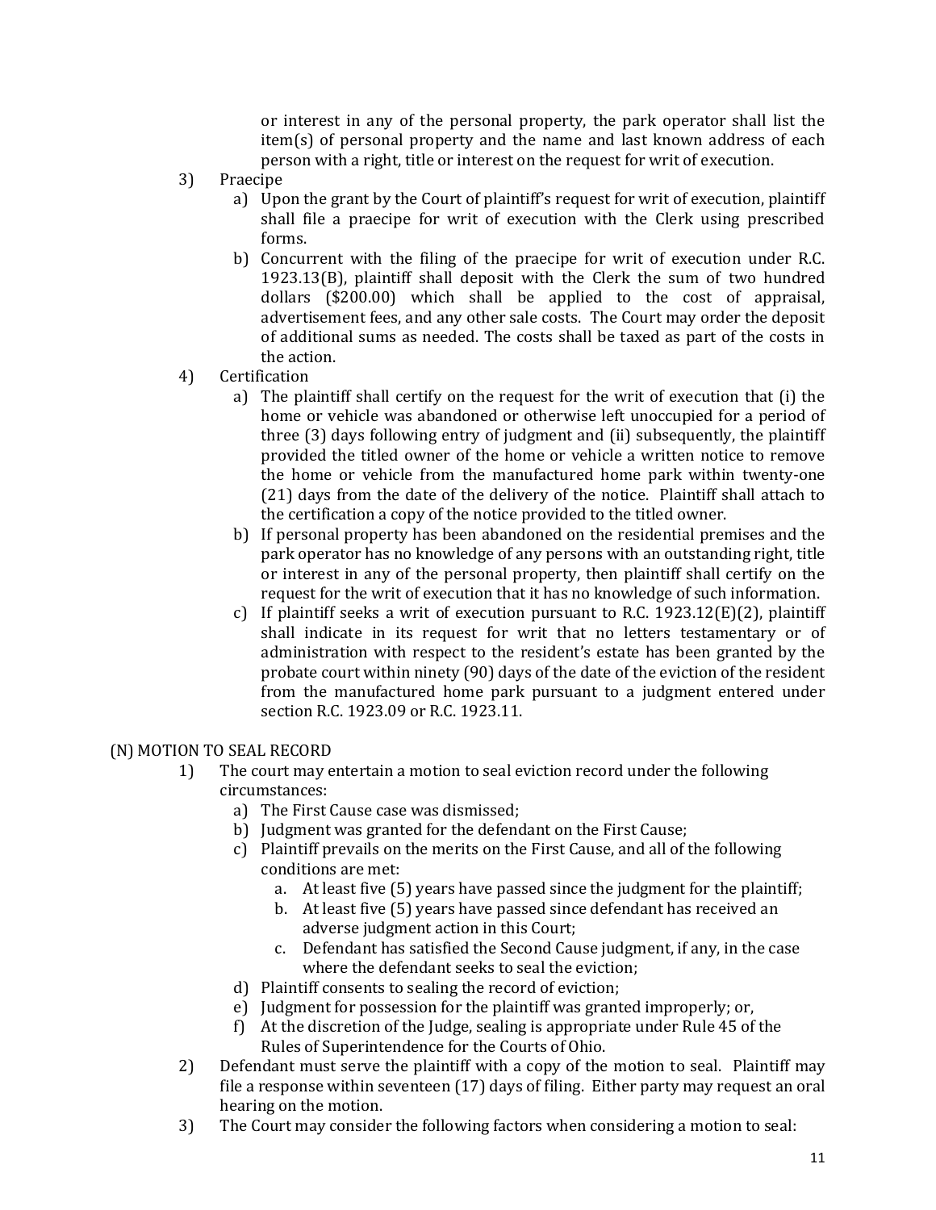or interest in any of the personal property, the park operator shall list the item(s) of personal property and the name and last known address of each person with a right, title or interest on the request for writ of execution.

3) Praecipe
   a) Upon the grant by the Court of plaintiff's request for writ of execution, plaintiff shall file a praecipe for writ of execution with the Clerk using prescribed forms.
   b) Concurrent with the filing of the praecipe for writ of execution under R.C. 1923.13(B), plaintiff shall deposit with the Clerk the sum of two hundred dollars ($200.00) which shall be applied to the cost of appraisal, advertisement fees, and any other sale costs. The Court may order the deposit of additional sums as needed. The costs shall be taxed as part of the costs in the action.
4) Certification
   a) The plaintiff shall certify on the request for the writ of execution that (i) the home or vehicle was abandoned or otherwise left unoccupied for a period of three (3) days following entry of judgment and (ii) subsequently, the plaintiff provided the titled owner of the home or vehicle a written notice to remove the home or vehicle from the manufactured home park within twenty-one (21) days from the date of the delivery of the notice. Plaintiff shall attach to the certification a copy of the notice provided to the titled owner.
   b) If personal property has been abandoned on the residential premises and the park operator has no knowledge of any persons with an outstanding right, title or interest in any of the personal property, then plaintiff shall certify on the request for the writ of execution that it has no knowledge of such information.
   c) If plaintiff seeks a writ of execution pursuant to R.C. 1923.12(E)(2), plaintiff shall indicate in its request for writ that no letters testamentary or of administration with respect to the resident's estate has been granted by the probate court within ninety (90) days of the date of the eviction of the resident from the manufactured home park pursuant to a judgment entered under section R.C. 1923.09 or R.C. 1923.11.

(N) MOTION TO SEAL RECORD

1) The court may entertain a motion to seal eviction record under the following circumstances:
   a) The First Cause case was dismissed;
   b) Judgment was granted for the defendant on the First Cause;
   c) Plaintiff prevails on the merits on the First Cause, and all of the following conditions are met:
      a. At least five (5) years have passed since the judgment for the plaintiff;
      b. At least five (5) years have passed since defendant has received an adverse judgment action in this Court;
      c. Defendant has satisfied the Second Cause judgment, if any, in the case where the defendant seeks to seal the eviction;
   d) Plaintiff consents to sealing the record of eviction;
   e) Judgment for possession for the plaintiff was granted improperly; or,
   f) At the discretion of the Judge, sealing is appropriate under Rule 45 of the Rules of Superintendence for the Courts of Ohio.
2) Defendant must serve the plaintiff with a copy of the motion to seal. Plaintiff may file a response within seventeen (17) days of filing. Either party may request an oral hearing on the motion.
3) The Court may consider the following factors when considering a motion to seal: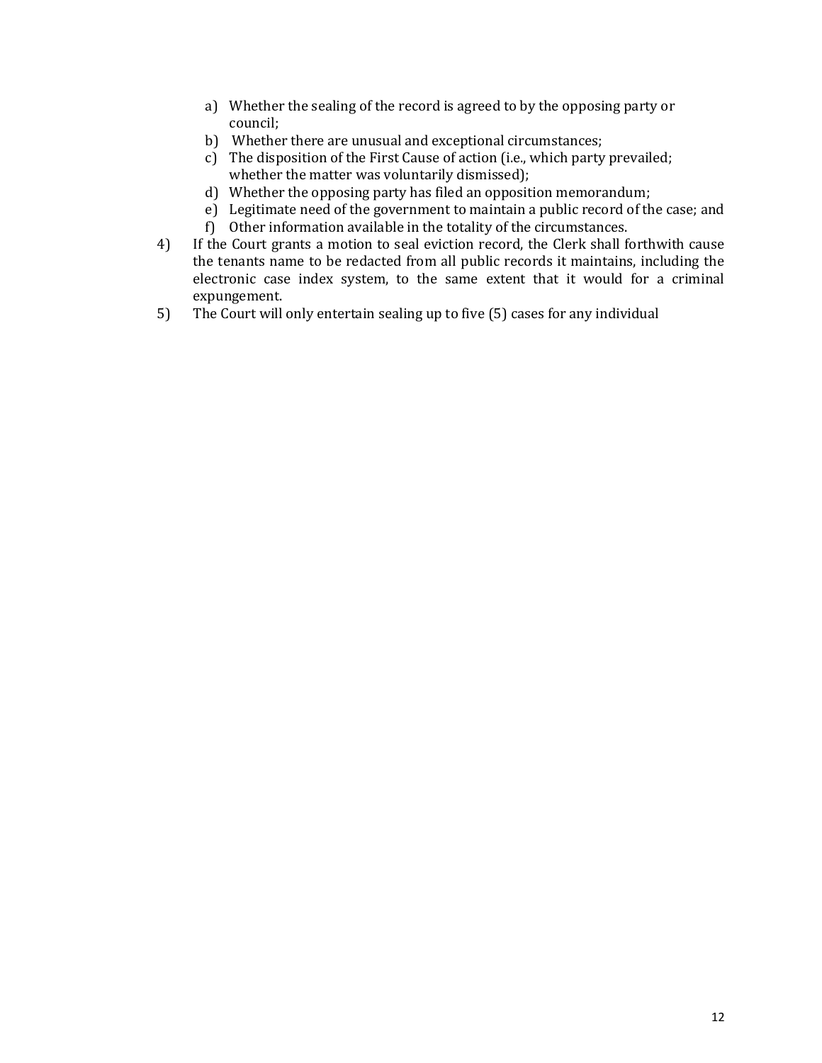a) Whether the sealing of the record is agreed to by the opposing party or council;
b) Whether there are unusual and exceptional circumstances;
c) The disposition of the First Cause of action (i.e., which party prevailed; whether the matter was voluntarily dismissed);
d) Whether the opposing party has filed an opposition memorandum;
e) Legitimate need of the government to maintain a public record of the case; and
f) Other information available in the totality of the circumstances.

4) If the Court grants a motion to seal eviction record, the Clerk shall forthwith cause the tenants name to be redacted from all public records it maintains, including the electronic case index system, to the same extent that it would for a criminal expungement.

5) The Court will only entertain sealing up to five (5) cases for any individual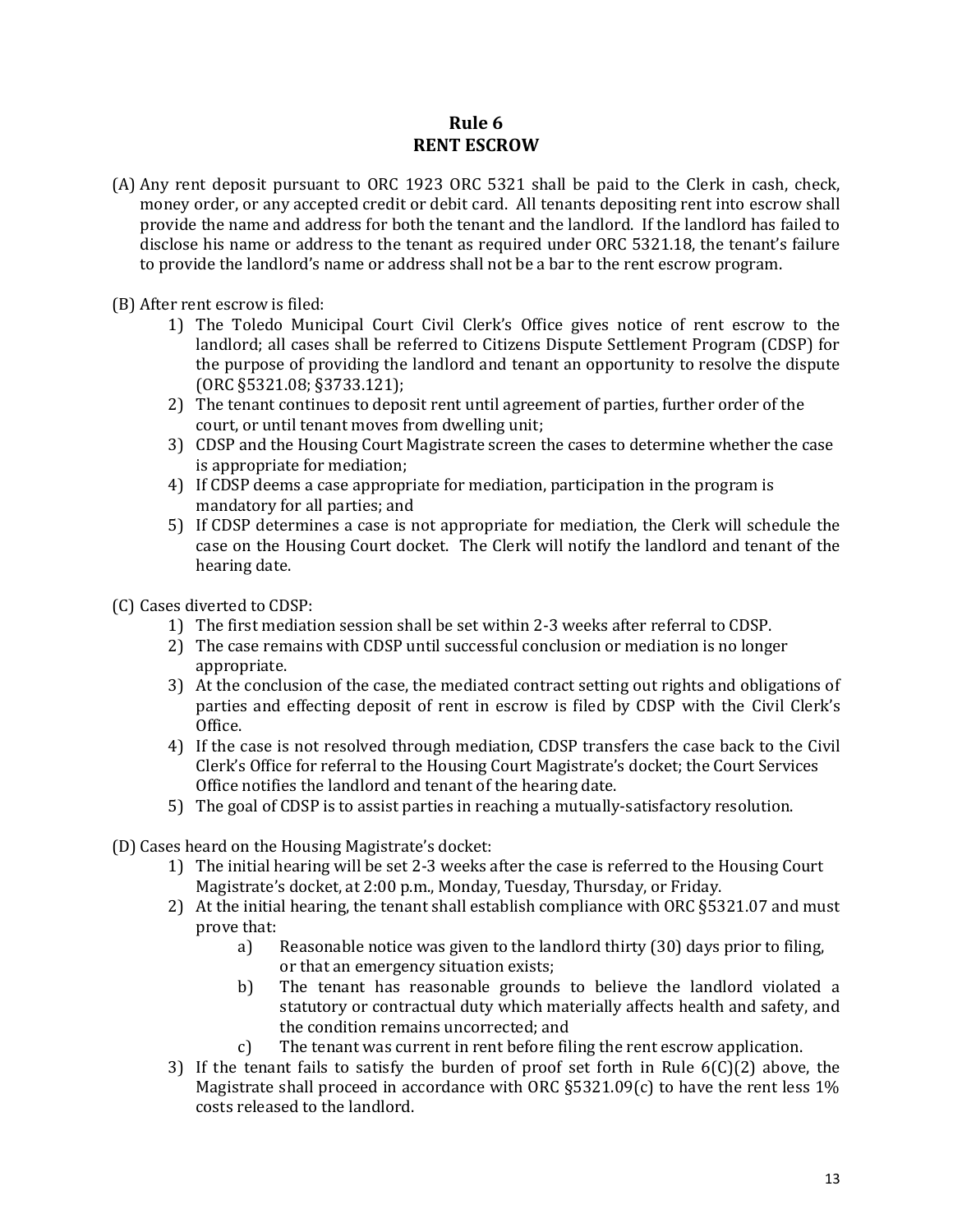## Rule 6
## RENT ESCROW

(A) Any rent deposit pursuant to ORC 1923 ORC 5321 shall be paid to the Clerk in cash, check, money order, or any accepted credit or debit card. All tenants depositing rent into escrow shall provide the name and address for both the tenant and the landlord. If the landlord has failed to disclose his name or address to the tenant as required under ORC 5321.18, the tenant's failure to provide the landlord's name or address shall not be a bar to the rent escrow program.

(B) After rent escrow is filed:

1) The Toledo Municipal Court Civil Clerk's Office gives notice of rent escrow to the landlord; all cases shall be referred to Citizens Dispute Settlement Program (CDSP) for the purpose of providing the landlord and tenant an opportunity to resolve the dispute (ORC §5321.08; §3733.121);
2) The tenant continues to deposit rent until agreement of parties, further order of the court, or until tenant moves from dwelling unit;
3) CDSP and the Housing Court Magistrate screen the cases to determine whether the case is appropriate for mediation;
4) If CDSP deems a case appropriate for mediation, participation in the program is mandatory for all parties; and
5) If CDSP determines a case is not appropriate for mediation, the Clerk will schedule the case on the Housing Court docket. The Clerk will notify the landlord and tenant of the hearing date.

(C) Cases diverted to CDSP:

1) The first mediation session shall be set within 2-3 weeks after referral to CDSP.
2) The case remains with CDSP until successful conclusion or mediation is no longer appropriate.
3) At the conclusion of the case, the mediated contract setting out rights and obligations of parties and effecting deposit of rent in escrow is filed by CDSP with the Civil Clerk's Office.
4) If the case is not resolved through mediation, CDSP transfers the case back to the Civil Clerk's Office for referral to the Housing Court Magistrate's docket; the Court Services Office notifies the landlord and tenant of the hearing date.
5) The goal of CDSP is to assist parties in reaching a mutually-satisfactory resolution.

(D) Cases heard on the Housing Magistrate's docket:

1) The initial hearing will be set 2-3 weeks after the case is referred to the Housing Court Magistrate's docket, at 2:00 p.m., Monday, Tuesday, Thursday, or Friday.
2) At the initial hearing, the tenant shall establish compliance with ORC §5321.07 and must prove that:
    a) Reasonable notice was given to the landlord thirty (30) days prior to filing, or that an emergency situation exists;
    b) The tenant has reasonable grounds to believe the landlord violated a statutory or contractual duty which materially affects health and safety, and the condition remains uncorrected; and
    c) The tenant was current in rent before filing the rent escrow application.
3) If the tenant fails to satisfy the burden of proof set forth in Rule 6(C)(2) above, the Magistrate shall proceed in accordance with ORC §5321.09(c) to have the rent less 1% costs released to the landlord.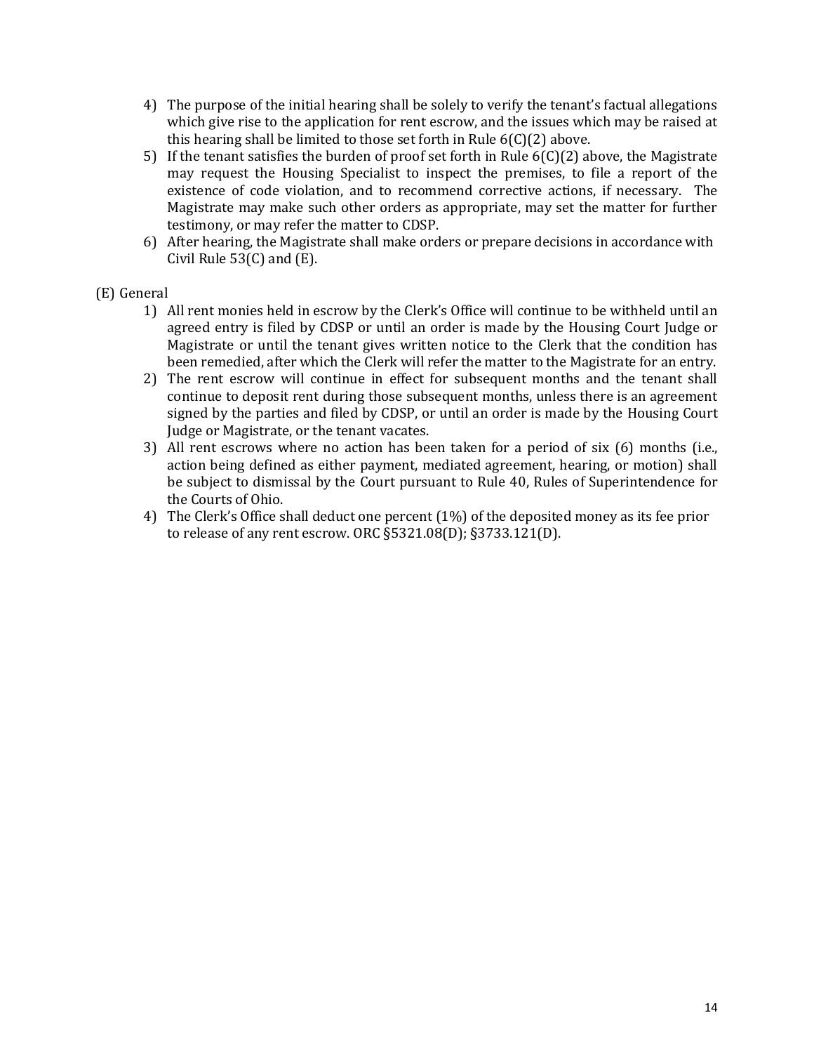4) The purpose of the initial hearing shall be solely to verify the tenant's factual allegations which give rise to the application for rent escrow, and the issues which may be raised at this hearing shall be limited to those set forth in Rule 6(C)(2) above.
5) If the tenant satisfies the burden of proof set forth in Rule 6(C)(2) above, the Magistrate may request the Housing Specialist to inspect the premises, to file a report of the existence of code violation, and to recommend corrective actions, if necessary. The Magistrate may make such other orders as appropriate, may set the matter for further testimony, or may refer the matter to CDSP.
6) After hearing, the Magistrate shall make orders or prepare decisions in accordance with Civil Rule 53(C) and (E).

(E) General

1) All rent monies held in escrow by the Clerk's Office will continue to be withheld until an agreed entry is filed by CDSP or until an order is made by the Housing Court Judge or Magistrate or until the tenant gives written notice to the Clerk that the condition has been remedied, after which the Clerk will refer the matter to the Magistrate for an entry.
2) The rent escrow will continue in effect for subsequent months and the tenant shall continue to deposit rent during those subsequent months, unless there is an agreement signed by the parties and filed by CDSP, or until an order is made by the Housing Court Judge or Magistrate, or the tenant vacates.
3) All rent escrows where no action has been taken for a period of six (6) months (i.e., action being defined as either payment, mediated agreement, hearing, or motion) shall be subject to dismissal by the Court pursuant to Rule 40, Rules of Superintendence for the Courts of Ohio.
4) The Clerk's Office shall deduct one percent (1%) of the deposited money as its fee prior to release of any rent escrow. ORC §5321.08(D); §3733.121(D).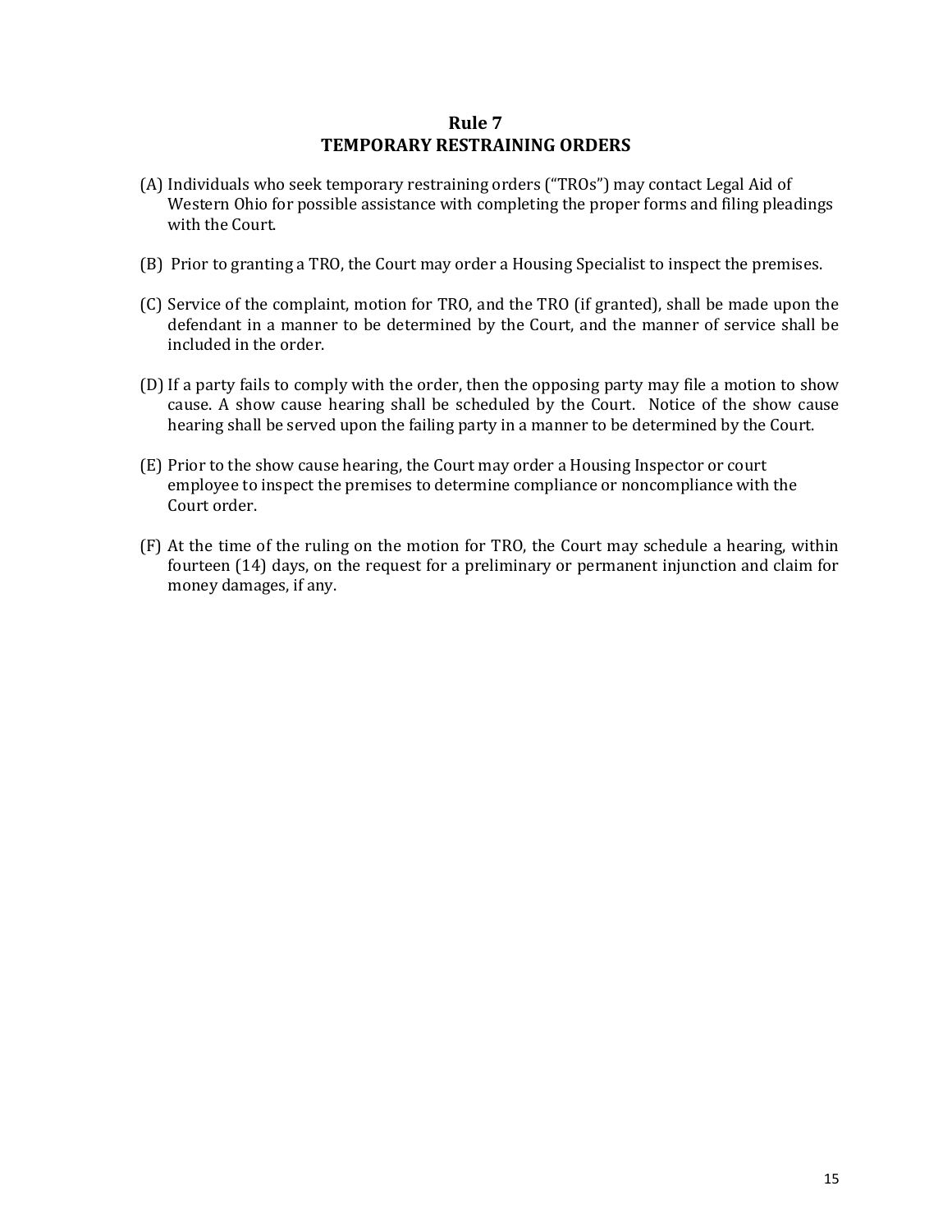## Rule 7
## TEMPORARY RESTRAINING ORDERS

(A) Individuals who seek temporary restraining orders ("TROs") may contact Legal Aid of Western Ohio for possible assistance with completing the proper forms and filing pleadings with the Court.

(B) Prior to granting a TRO, the Court may order a Housing Specialist to inspect the premises.

(C) Service of the complaint, motion for TRO, and the TRO (if granted), shall be made upon the defendant in a manner to be determined by the Court, and the manner of service shall be included in the order.

(D) If a party fails to comply with the order, then the opposing party may file a motion to show cause. A show cause hearing shall be scheduled by the Court. Notice of the show cause hearing shall be served upon the failing party in a manner to be determined by the Court.

(E) Prior to the show cause hearing, the Court may order a Housing Inspector or court employee to inspect the premises to determine compliance or noncompliance with the Court order.

(F) At the time of the ruling on the motion for TRO, the Court may schedule a hearing, within fourteen (14) days, on the request for a preliminary or permanent injunction and claim for money damages, if any.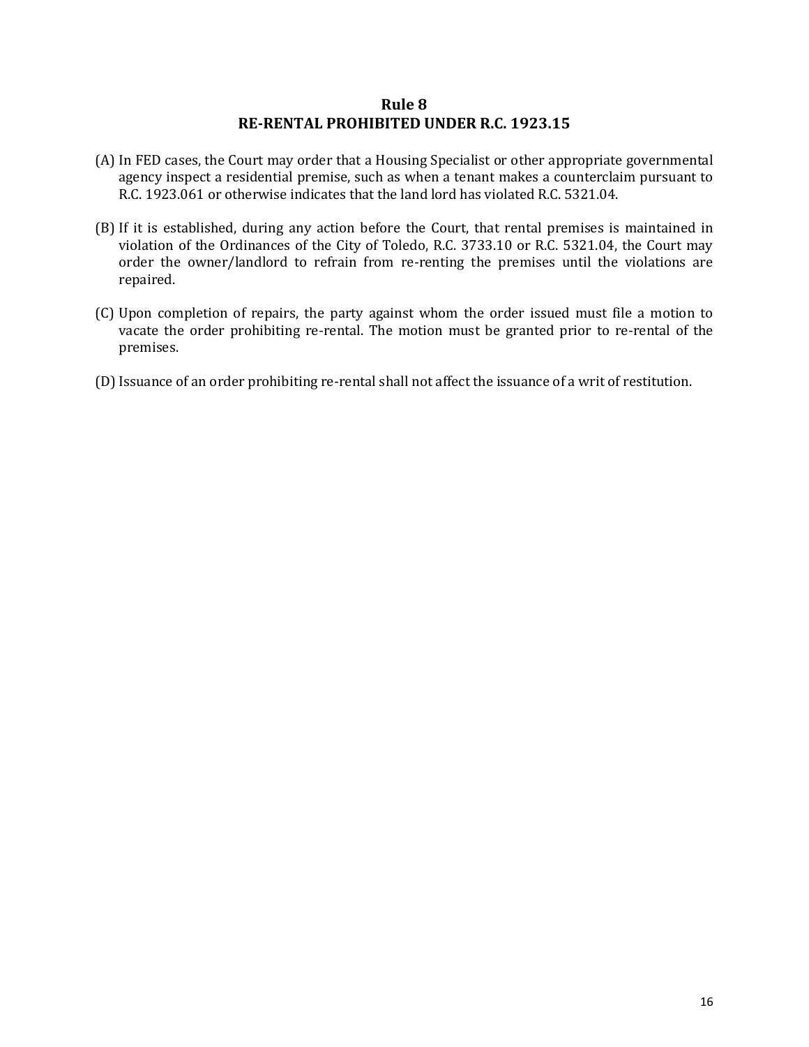## Rule 8
## RE-RENTAL PROHIBITED UNDER R.C. 1923.15

(A) In FED cases, the Court may order that a Housing Specialist or other appropriate governmental agency inspect a residential premise, such as when a tenant makes a counterclaim pursuant to R.C. 1923.061 or otherwise indicates that the land lord has violated R.C. 5321.04.

(B) If it is established, during any action before the Court, that rental premises is maintained in violation of the Ordinances of the City of Toledo, R.C. 3733.10 or R.C. 5321.04, the Court may order the owner/landlord to refrain from re-renting the premises until the violations are repaired.

(C) Upon completion of repairs, the party against whom the order issued must file a motion to vacate the order prohibiting re-rental. The motion must be granted prior to re-rental of the premises.

(D) Issuance of an order prohibiting re-rental shall not affect the issuance of a writ of restitution.